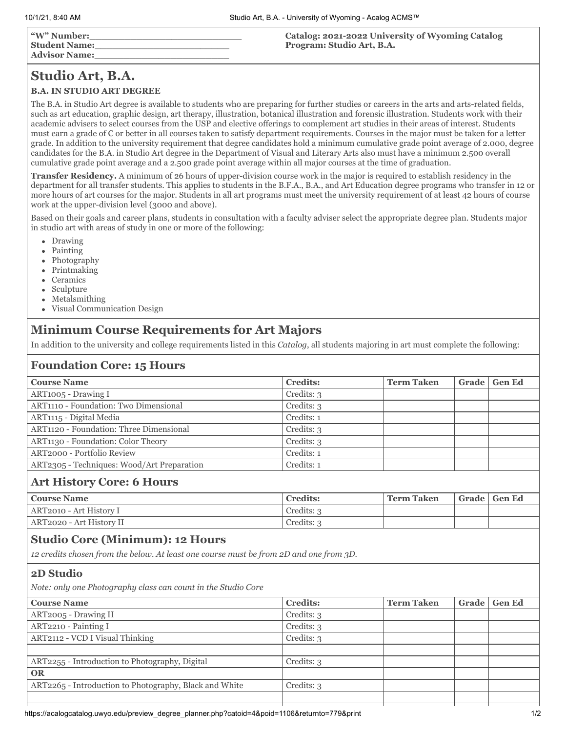**"W" Number:**\_\_\_\_\_\_\_\_\_\_\_\_\_\_\_\_\_\_\_\_\_\_\_\_\_
**Student Name:**\_\_\_\_\_\_\_\_\_\_\_\_\_\_\_\_\_\_\_\_\_\_\_\_\_
**Advisor Name:**\_\_\_\_\_\_\_\_\_\_\_\_\_\_\_\_\_\_\_\_\_\_\_\_\_

**Catalog: 2021-2022 University of Wyoming Catalog**
**Program: Studio Art, B.A.**

# Studio Art, B.A.

**B.A. IN STUDIO ART DEGREE**

The B.A. in Studio Art degree is available to students who are preparing for further studies or careers in the arts and arts-related fields, such as art education, graphic design, art therapy, illustration, botanical illustration and forensic illustration. Students work with their academic advisers to select courses from the USP and elective offerings to complement art studies in their areas of interest. Students must earn a grade of C or better in all courses taken to satisfy department requirements. Courses in the major must be taken for a letter grade. In addition to the university requirement that degree candidates hold a minimum cumulative grade point average of 2.000, degree candidates for the B.A. in Studio Art degree in the Department of Visual and Literary Arts also must have a minimum 2.500 overall cumulative grade point average and a 2.500 grade point average within all major courses at the time of graduation.

**Transfer Residency.** A minimum of 26 hours of upper-division course work in the major is required to establish residency in the department for all transfer students. This applies to students in the B.F.A., B.A., and Art Education degree programs who transfer in 12 or more hours of art courses for the major. Students in all art programs must meet the university requirement of at least 42 hours of course work at the upper-division level (3000 and above).

Based on their goals and career plans, students in consultation with a faculty adviser select the appropriate degree plan. Students major in studio art with areas of study in one or more of the following:

- Drawing
- Painting
- Photography
- Printmaking
- Ceramics
- Sculpture
- Metalsmithing
- Visual Communication Design

## Minimum Course Requirements for Art Majors

In addition to the university and college requirements listed in this *Catalog*, all students majoring in art must complete the following:

### Foundation Core: 15 Hours

| Course Name | Credits: | Term Taken | Grade | Gen Ed |
|---|---|---|---|---|
| ART1005 - Drawing I | Credits: 3 | | | |
| ART1110 - Foundation: Two Dimensional | Credits: 3 | | | |
| ART1115 - Digital Media | Credits: 1 | | | |
| ART1120 - Foundation: Three Dimensional | Credits: 3 | | | |
| ART1130 - Foundation: Color Theory | Credits: 3 | | | |
| ART2000 - Portfolio Review | Credits: 1 | | | |
| ART2305 - Techniques: Wood/Art Preparation | Credits: 1 | | | |

### Art History Core: 6 Hours

| Course Name | Credits: | Term Taken | Grade | Gen Ed |
|---|---|---|---|---|
| ART2010 - Art History I | Credits: 3 | | | |
| ART2020 - Art History II | Credits: 3 | | | |

### Studio Core (Minimum): 12 Hours

*12 credits chosen from the below. At least one course must be from 2D and one from 3D.*

### 2D Studio

*Note: only one Photography class can count in the Studio Core*

| Course Name | Credits: | Term Taken | Grade | Gen Ed |
|---|---|---|---|---|
| ART2005 - Drawing II | Credits: 3 | | | |
| ART2210 - Painting I | Credits: 3 | | | |
| ART2112 - VCD I Visual Thinking | Credits: 3 | | | |
| | | | | |
| ART2255 - Introduction to Photography, Digital | Credits: 3 | | | |
| **OR** | | | | |
| ART2265 - Introduction to Photography, Black and White | Credits: 3 | | | |
| | | | | |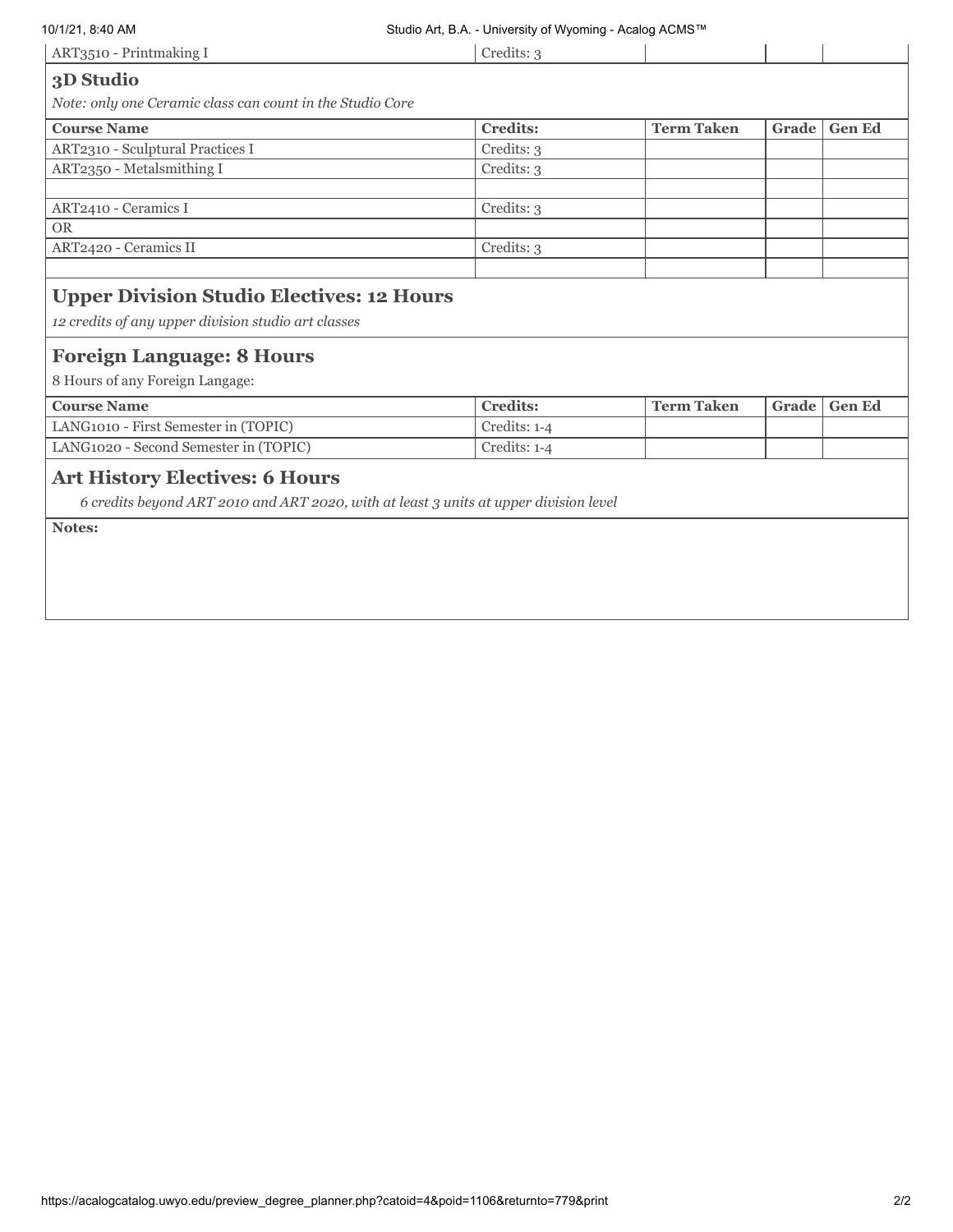| Course Name | Credits: | Term Taken | Grade | Gen Ed |
|---|---|---|---|---|
| ART3510 - Printmaking I | Credits: 3 | | | |

### 3D Studio

*Note: only one Ceramic class can count in the Studio Core*

| Course Name | Credits: | Term Taken | Grade | Gen Ed |
|---|---|---|---|---|
| ART2310 - Sculptural Practices I | Credits: 3 | | | |
| ART2350 - Metalsmithing I | Credits: 3 | | | |
| | | | | |
| ART2410 - Ceramics I | Credits: 3 | | | |
| OR | | | | |
| ART2420 - Ceramics II | Credits: 3 | | | |
| | | | | |

## Upper Division Studio Electives: 12 Hours

*12 credits of any upper division studio art classes*

## Foreign Language: 8 Hours

8 Hours of any Foreign Langage:

| Course Name | Credits: | Term Taken | Grade | Gen Ed |
|---|---|---|---|---|
| LANG1010 - First Semester in (TOPIC) | Credits: 1-4 | | | |
| LANG1020 - Second Semester in (TOPIC) | Credits: 1-4 | | | |

## Art History Electives: 6 Hours

*6 credits beyond ART 2010 and ART 2020, with at least 3 units at upper division level*

**Notes:**